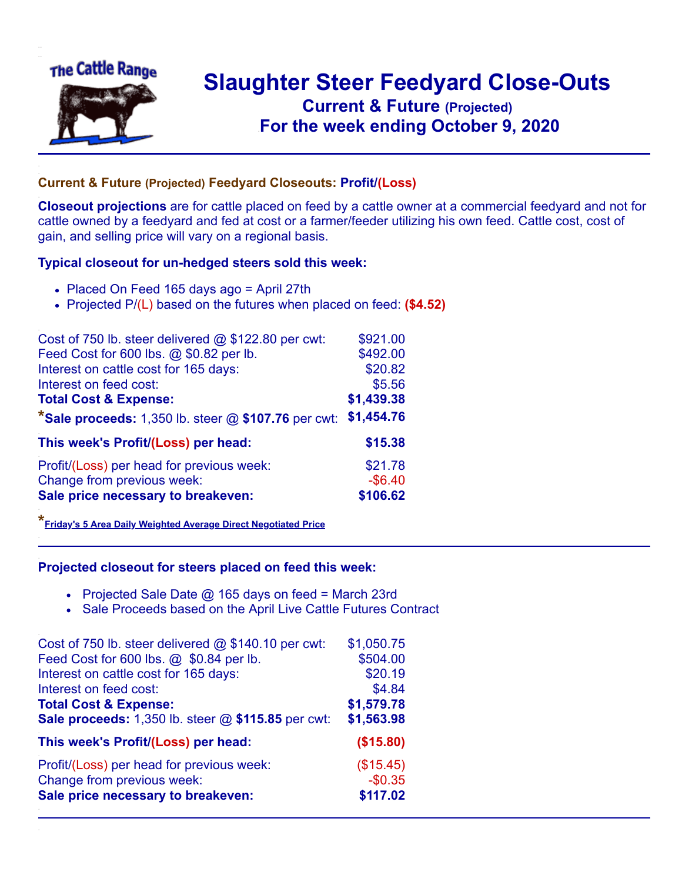# Slaughter Steer Feedyard Close-Outs

## Current & Future (Projected)

## For the week ending October 9, 2020

### Current & Future (Projected) Feedyard Closeouts: Profit/(Loss)

**Closeout projections** are for cattle placed on feed by a cattle owner at a commercial feedyard and not for cattle owned by a feedyard and fed at cost or a farmer/feeder utilizing his own feed. Cattle cost, cost of gain, and selling price will vary on a regional basis.

### Typical closeout for un-hedged steers sold this week:

- Placed On Feed 165 days ago = April 27th
- Projected P/(L) based on the futures when placed on feed: **($4.52)**

| | |
|---|---|
| Cost of 750 lb. steer delivered @ $122.80 per cwt: | $921.00 |
| Feed Cost for 600 lbs. @ $0.82 per lb. | $492.00 |
| Interest on cattle cost for 165 days: | $20.82 |
| Interest on feed cost: | $5.56 |
| **Total Cost & Expense:** | **$1,439.38** |
| ***Sale proceeds:** 1,350 lb. steer @ **$107.76** per cwt: | **$1,454.76** |
| **This week's Profit/(Loss) per head:** | **$15.38** |
| Profit/(Loss) per head for previous week: | $21.78 |
| Change from previous week: | -$6.40 |
| **Sale price necessary to breakeven:** | **$106.62** |

*Friday's 5 Area Daily Weighted Average Direct Negotiated Price

### Projected closeout for steers placed on feed this week:

- Projected Sale Date @ 165 days on feed = March 23rd
- Sale Proceeds based on the April Live Cattle Futures Contract

| | |
|---|---|
| Cost of 750 lb. steer delivered @ $140.10 per cwt: | $1,050.75 |
| Feed Cost for 600 lbs. @ $0.84 per lb. | $504.00 |
| Interest on cattle cost for 165 days: | $20.19 |
| Interest on feed cost: | $4.84 |
| **Total Cost & Expense:** | **$1,579.78** |
| **Sale proceeds:** 1,350 lb. steer @ **$115.85** per cwt: | **$1,563.98** |
| **This week's Profit/(Loss) per head:** | **($15.80)** |
| Profit/(Loss) per head for previous week: | ($15.45) |
| Change from previous week: | -$0.35 |
| **Sale price necessary to breakeven:** | **$117.02** |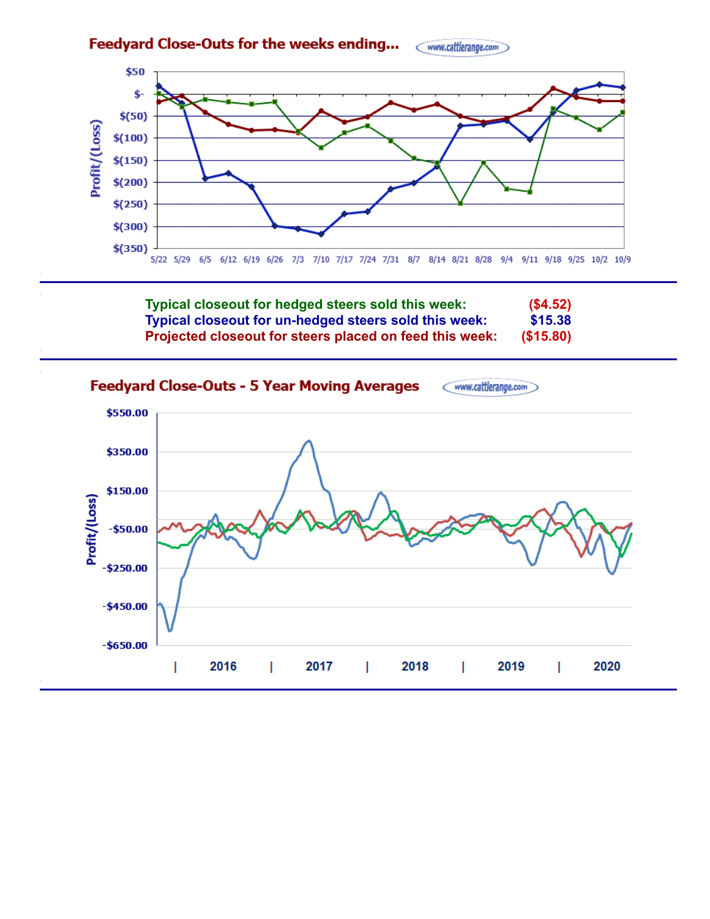## Feedyard Close-Outs for the weeks ending...

www.cattlerange.com

$50
$-
$(50)
$(100)
$(150)
$(200)
$(250)
$(300)
$(350)

Profit/(Loss)

5/22 5/29 6/5 6/12 6/19 6/26 7/3 7/10 7/17 7/24 7/31 8/7 8/14 8/21 8/28 9/4 9/11 9/18 9/25 10/2 10/9

**Typical closeout for hedged steers sold this week:** **($4.52)**
**Typical closeout for un-hedged steers sold this week:** **$15.38**
**Projected closeout for steers placed on feed this week:** **($15.80)**

## Feedyard Close-Outs - 5 Year Moving Averages

www.cattlerange.com

$550.00
$350.00
$150.00
-$50.00
-$250.00
-$450.00
-$650.00

Profit/(Loss)

| 2016 | 2017 | 2018 | 2019 | 2020